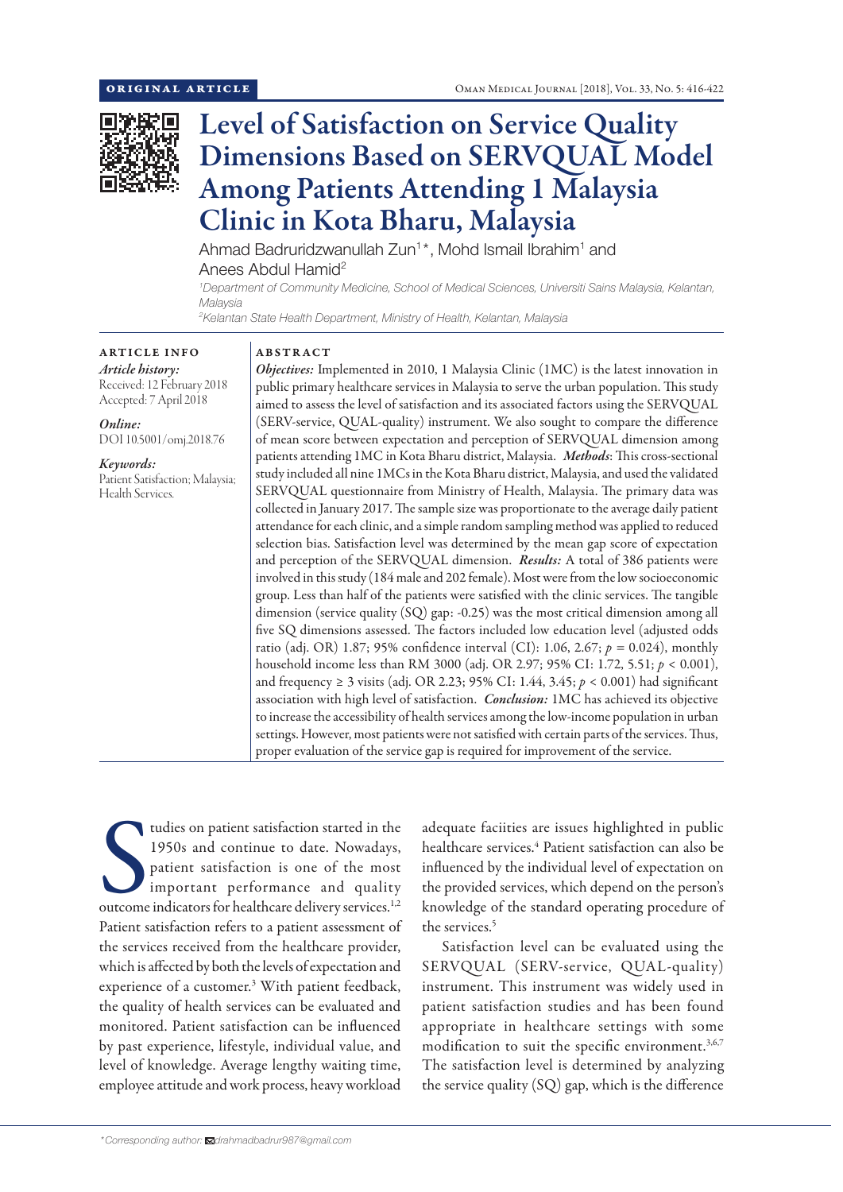ORIGINAL ARTICLE

# Level of Satisfaction on Service Quality Dimensions Based on SERVQUAL Model Among Patients Attending 1 Malaysia Clinic in Kota Bharu, Malaysia

Ahmad Badruridzwanullah Zun[1]*, Mohd Ismail Ibrahim[1] and Anees Abdul Hamid[2]

[1]*Department of Community Medicine, School of Medical Sciences, Universiti Sains Malaysia, Kelantan, Malaysia*

[2]*Kelantan State Health Department, Ministry of Health, Kelantan, Malaysia*

**ARTICLE INFO**

*Article history:*
Received: 12 February 2018
Accepted: 7 April 2018

*Online:*
DOI 10.5001/omj.2018.76

*Keywords:*
Patient Satisfaction; Malaysia; Health Services.

**ABSTRACT**

***Objectives:*** Implemented in 2010, 1 Malaysia Clinic (1MC) is the latest innovation in public primary healthcare services in Malaysia to serve the urban population. This study aimed to assess the level of satisfaction and its associated factors using the SERVQUAL (SERV-service, QUAL-quality) instrument. We also sought to compare the difference of mean score between expectation and perception of SERVQUAL dimension among patients attending 1MC in Kota Bharu district, Malaysia. ***Methods***: This cross-sectional study included all nine 1MCs in the Kota Bharu district, Malaysia, and used the validated SERVQUAL questionnaire from Ministry of Health, Malaysia. The primary data was collected in January 2017. The sample size was proportionate to the average daily patient attendance for each clinic, and a simple random sampling method was applied to reduced selection bias. Satisfaction level was determined by the mean gap score of expectation and perception of the SERVQUAL dimension. ***Results:*** A total of 386 patients were involved in this study (184 male and 202 female). Most were from the low socioeconomic group. Less than half of the patients were satisfied with the clinic services. The tangible dimension (service quality (SQ) gap: -0.25) was the most critical dimension among all five SQ dimensions assessed. The factors included low education level (adjusted odds ratio (adj. OR) 1.87; 95% confidence interval (CI): 1.06, 2.67; $p = 0.024$), monthly household income less than RM 3000 (adj. OR 2.97; 95% CI: 1.72, 5.51; $p < 0.001$), and frequency ≥ 3 visits (adj. OR 2.23; 95% CI: 1.44, 3.45; $p < 0.001$) had significant association with high level of satisfaction. ***Conclusion:*** 1MC has achieved its objective to increase the accessibility of health services among the low-income population in urban settings. However, most patients were not satisfied with certain parts of the services. Thus, proper evaluation of the service gap is required for improvement of the service.

Studies on patient satisfaction started in the 1950s and continue to date. Nowadays, patient satisfaction is one of the most important performance and quality outcome indicators for healthcare delivery services.[1,2] Patient satisfaction refers to a patient assessment of the services received from the healthcare provider, which is affected by both the levels of expectation and experience of a customer.[3] With patient feedback, the quality of health services can be evaluated and monitored. Patient satisfaction can be influenced by past experience, lifestyle, individual value, and level of knowledge. Average lengthy waiting time, employee attitude and work process, heavy workload adequate faciities are issues highlighted in public healthcare services.[4] Patient satisfaction can also be influenced by the individual level of expectation on the provided services, which depend on the person's knowledge of the standard operating procedure of the services.[5]

Satisfaction level can be evaluated using the SERVQUAL (SERV-service, QUAL-quality) instrument. This instrument was widely used in patient satisfaction studies and has been found appropriate in healthcare settings with some modification to suit the specific environment.[3,6,7] The satisfaction level is determined by analyzing the service quality (SQ) gap, which is the difference

*Corresponding author: drahmadbadrur987@gmail.com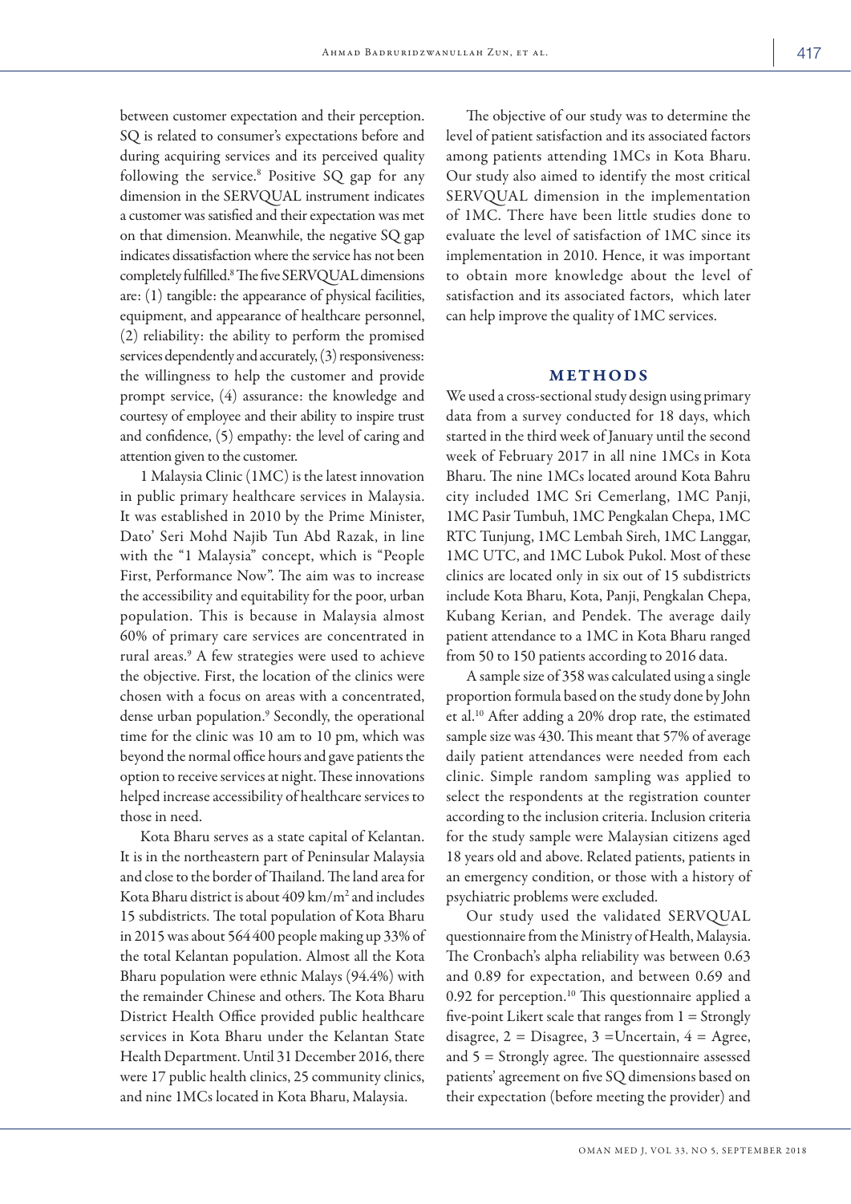between customer expectation and their perception. SQ is related to consumer's expectations before and during acquiring services and its perceived quality following the service.[8] Positive SQ gap for any dimension in the SERVQUAL instrument indicates a customer was satisfied and their expectation was met on that dimension. Meanwhile, the negative SQ gap indicates dissatisfaction where the service has not been completely fulfilled.[8] The five SERVQUAL dimensions are: (1) tangible: the appearance of physical facilities, equipment, and appearance of healthcare personnel, (2) reliability: the ability to perform the promised services dependently and accurately, (3) responsiveness: the willingness to help the customer and provide prompt service, (4) assurance: the knowledge and courtesy of employee and their ability to inspire trust and confidence, (5) empathy: the level of caring and attention given to the customer.

1 Malaysia Clinic (1MC) is the latest innovation in public primary healthcare services in Malaysia. It was established in 2010 by the Prime Minister, Dato' Seri Mohd Najib Tun Abd Razak, in line with the "1 Malaysia" concept, which is "People First, Performance Now". The aim was to increase the accessibility and equitability for the poor, urban population. This is because in Malaysia almost 60% of primary care services are concentrated in rural areas.[9] A few strategies were used to achieve the objective. First, the location of the clinics were chosen with a focus on areas with a concentrated, dense urban population.[9] Secondly, the operational time for the clinic was 10 am to 10 pm, which was beyond the normal office hours and gave patients the option to receive services at night. These innovations helped increase accessibility of healthcare services to those in need.

Kota Bharu serves as a state capital of Kelantan. It is in the northeastern part of Peninsular Malaysia and close to the border of Thailand. The land area for Kota Bharu district is about 409 km/m$^2$ and includes 15 subdistricts. The total population of Kota Bharu in 2015 was about 564 400 people making up 33% of the total Kelantan population. Almost all the Kota Bharu population were ethnic Malays (94.4%) with the remainder Chinese and others. The Kota Bharu District Health Office provided public healthcare services in Kota Bharu under the Kelantan State Health Department. Until 31 December 2016, there were 17 public health clinics, 25 community clinics, and nine 1MCs located in Kota Bharu, Malaysia.

The objective of our study was to determine the level of patient satisfaction and its associated factors among patients attending 1MCs in Kota Bharu. Our study also aimed to identify the most critical SERVQUAL dimension in the implementation of 1MC. There have been little studies done to evaluate the level of satisfaction of 1MC since its implementation in 2010. Hence, it was important to obtain more knowledge about the level of satisfaction and its associated factors, which later can help improve the quality of 1MC services.

## METHODS

We used a cross-sectional study design using primary data from a survey conducted for 18 days, which started in the third week of January until the second week of February 2017 in all nine 1MCs in Kota Bharu. The nine 1MCs located around Kota Bahru city included 1MC Sri Cemerlang, 1MC Panji, 1MC Pasir Tumbuh, 1MC Pengkalan Chepa, 1MC RTC Tunjung, 1MC Lembah Sireh, 1MC Langgar, 1MC UTC, and 1MC Lubok Pukol. Most of these clinics are located only in six out of 15 subdistricts include Kota Bharu, Kota, Panji, Pengkalan Chepa, Kubang Kerian, and Pendek. The average daily patient attendance to a 1MC in Kota Bharu ranged from 50 to 150 patients according to 2016 data.

A sample size of 358 was calculated using a single proportion formula based on the study done by John et al.[10] After adding a 20% drop rate, the estimated sample size was 430. This meant that 57% of average daily patient attendances were needed from each clinic. Simple random sampling was applied to select the respondents at the registration counter according to the inclusion criteria. Inclusion criteria for the study sample were Malaysian citizens aged 18 years old and above. Related patients, patients in an emergency condition, or those with a history of psychiatric problems were excluded.

Our study used the validated SERVQUAL questionnaire from the Ministry of Health, Malaysia. The Cronbach's alpha reliability was between 0.63 and 0.89 for expectation, and between 0.69 and 0.92 for perception.[10] This questionnaire applied a five-point Likert scale that ranges from 1 = Strongly disagree, 2 = Disagree, 3 =Uncertain, 4 = Agree, and 5 = Strongly agree. The questionnaire assessed patients' agreement on five SQ dimensions based on their expectation (before meeting the provider) and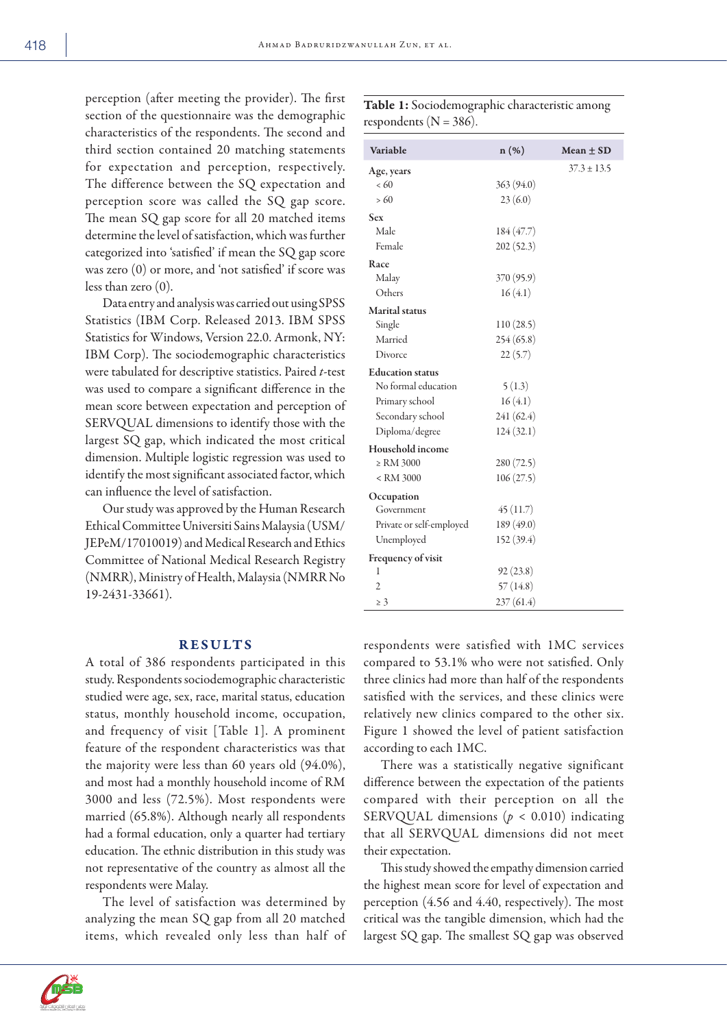perception (after meeting the provider). The first section of the questionnaire was the demographic characteristics of the respondents. The second and third section contained 20 matching statements for expectation and perception, respectively. The difference between the SQ expectation and perception score was called the SQ gap score. The mean SQ gap score for all 20 matched items determine the level of satisfaction, which was further categorized into 'satisfied' if mean the SQ gap score was zero (0) or more, and 'not satisfied' if score was less than zero (0).

Data entry and analysis was carried out using SPSS Statistics (IBM Corp. Released 2013. IBM SPSS Statistics for Windows, Version 22.0. Armonk, NY: IBM Corp). The sociodemographic characteristics were tabulated for descriptive statistics. Paired *t*-test was used to compare a significant difference in the mean score between expectation and perception of SERVQUAL dimensions to identify those with the largest SQ gap, which indicated the most critical dimension. Multiple logistic regression was used to identify the most significant associated factor, which can influence the level of satisfaction.

Our study was approved by the Human Research Ethical Committee Universiti Sains Malaysia (USM/JEPeM/17010019) and Medical Research and Ethics Committee of National Medical Research Registry (NMRR), Ministry of Health, Malaysia (NMRR No 19-2431-33661).

## RESULTS

A total of 386 respondents participated in this study. Respondents sociodemographic characteristic studied were age, sex, race, marital status, education status, monthly household income, occupation, and frequency of visit [Table 1]. A prominent feature of the respondent characteristics was that the majority were less than 60 years old (94.0%), and most had a monthly household income of RM 3000 and less (72.5%). Most respondents were married (65.8%). Although nearly all respondents had a formal education, only a quarter had tertiary education. The ethnic distribution in this study was not representative of the country as almost all the respondents were Malay.

The level of satisfaction was determined by analyzing the mean SQ gap from all 20 matched items, which revealed only less than half of respondents were satisfied with 1MC services compared to 53.1% who were not satisfied. Only three clinics had more than half of the respondents satisfied with the services, and these clinics were relatively new clinics compared to the other six. Figure 1 showed the level of patient satisfaction according to each 1MC.

There was a statistically negative significant difference between the expectation of the patients compared with their perception on all the SERVQUAL dimensions ($p < 0.010$) indicating that all SERVQUAL dimensions did not meet their expectation.

This study showed the empathy dimension carried the highest mean score for level of expectation and perception (4.56 and 4.40, respectively). The most critical was the tangible dimension, which had the largest SQ gap. The smallest SQ gap was observed

**Table 1:** Sociodemographic characteristic among respondents (N = 386).

| Variable | n (%) | Mean ± SD |
|---|---|---|
| **Age, years** | | 37.3 ± 13.5 |
| < 60 | 363 (94.0) | |
| > 60 | 23 (6.0) | |
| **Sex** | | |
| Male | 184 (47.7) | |
| Female | 202 (52.3) | |
| **Race** | | |
| Malay | 370 (95.9) | |
| Others | 16 (4.1) | |
| **Marital status** | | |
| Single | 110 (28.5) | |
| Married | 254 (65.8) | |
| Divorce | 22 (5.7) | |
| **Education status** | | |
| No formal education | 5 (1.3) | |
| Primary school | 16 (4.1) | |
| Secondary school | 241 (62.4) | |
| Diploma/degree | 124 (32.1) | |
| **Household income** | | |
| ≥ RM 3000 | 280 (72.5) | |
| < RM 3000 | 106 (27.5) | |
| **Occupation** | | |
| Government | 45 (11.7) | |
| Private or self-employed | 189 (49.0) | |
| Unemployed | 152 (39.4) | |
| **Frequency of visit** | | |
| 1 | 92 (23.8) | |
| 2 | 57 (14.8) | |
| ≥ 3 | 237 (61.4) | |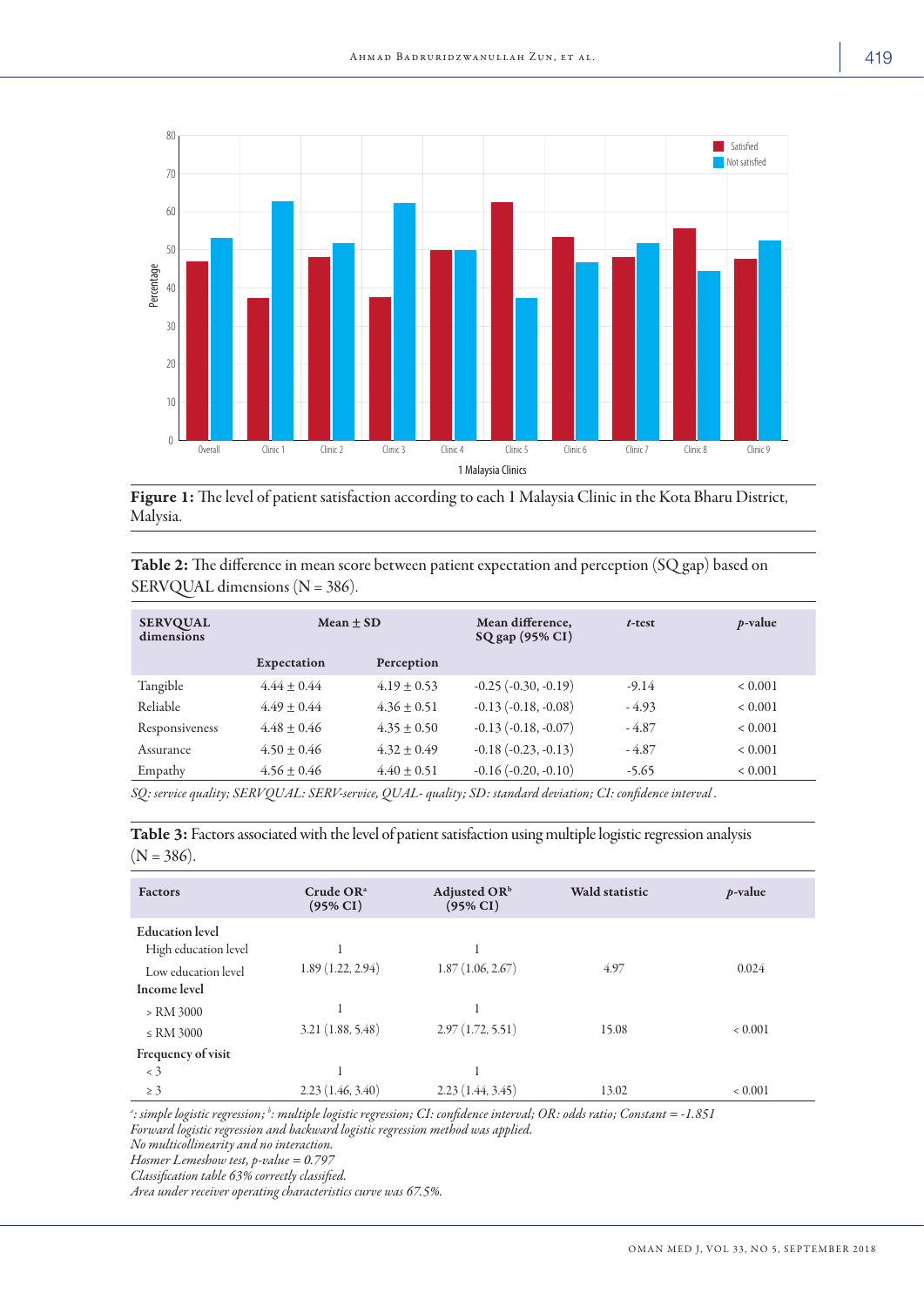**Figure 1:** The level of patient satisfaction according to each 1 Malaysia Clinic in the Kota Bharu District, Malysia.

**Table 2:** The difference in mean score between patient expectation and perception (SQ gap) based on SERVQUAL dimensions (N = 386).

| SERVQUAL dimensions | Mean ± SD | | Mean difference, SQ gap (95% CI) | *t*-test | *p*-value |
|---|---|---|---|---|---|
| | Expectation | Perception | | | |
| Tangible | 4.44 ± 0.44 | 4.19 ± 0.53 | -0.25 (-0.30, -0.19) | -9.14 | < 0.001 |
| Reliable | 4.49 ± 0.44 | 4.36 ± 0.51 | -0.13 (-0.18, -0.08) | - 4.93 | < 0.001 |
| Responsiveness | 4.48 ± 0.46 | 4.35 ± 0.50 | -0.13 (-0.18, -0.07) | - 4.87 | < 0.001 |
| Assurance | 4.50 ± 0.46 | 4.32 ± 0.49 | -0.18 (-0.23, -0.13) | - 4.87 | < 0.001 |
| Empathy | 4.56 ± 0.46 | 4.40 ± 0.51 | -0.16 (-0.20, -0.10) | -5.65 | < 0.001 |

*SQ: service quality; SERVQUAL: SERV-service, QUAL- quality; SD: standard deviation; CI: confidence interval .*

**Table 3:** Factors associated with the level of patient satisfaction using multiple logistic regression analysis (N = 386).

| Factors | Crude OR[a] (95% CI) | Adjusted OR[b] (95% CI) | Wald statistic | *p*-value |
|---|---|---|---|---|
| **Education level** | | | | |
| High education level | 1 | 1 | | |
| Low education level | 1.89 (1.22, 2.94) | 1.87 (1.06, 2.67) | 4.97 | 0.024 |
| **Income level** | | | | |
| > RM 3000 | 1 | 1 | | |
| ≤ RM 3000 | 3.21 (1.88, 5.48) | 2.97 (1.72, 5.51) | 15.08 | < 0.001 |
| **Frequency of visit** | | | | |
| < 3 | 1 | 1 | | |
| ≥ 3 | 2.23 (1.46, 3.40) | 2.23 (1.44, 3.45) | 13.02 | < 0.001 |

*[a]: simple logistic regression; [b]: multiple logistic regression; CI: confidence interval; OR: odds ratio; Constant = -1.851*
*Forward logistic regression and backward logistic regression method was applied.*
*No multicollinearity and no interaction.*
*Hosmer Lemeshow test, p-value = 0.797*
*Classification table 63% correctly classified.*
*Area under receiver operating characteristics curve was 67.5%.*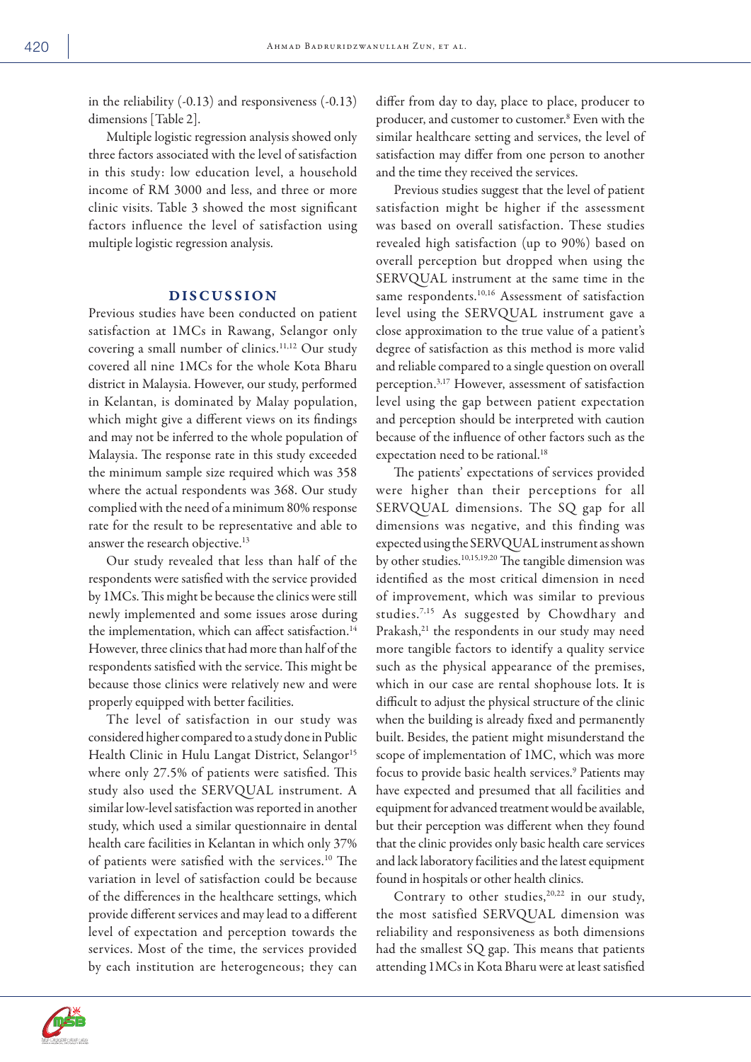in the reliability (-0.13) and responsiveness (-0.13) dimensions [Table 2].

Multiple logistic regression analysis showed only three factors associated with the level of satisfaction in this study: low education level, a household income of RM 3000 and less, and three or more clinic visits. Table 3 showed the most significant factors influence the level of satisfaction using multiple logistic regression analysis.

## DISCUSSION

Previous studies have been conducted on patient satisfaction at 1MCs in Rawang, Selangor only covering a small number of clinics.[11,12] Our study covered all nine 1MCs for the whole Kota Bharu district in Malaysia. However, our study, performed in Kelantan, is dominated by Malay population, which might give a different views on its findings and may not be inferred to the whole population of Malaysia. The response rate in this study exceeded the minimum sample size required which was 358 where the actual respondents was 368. Our study complied with the need of a minimum 80% response rate for the result to be representative and able to answer the research objective.[13]

Our study revealed that less than half of the respondents were satisfied with the service provided by 1MCs. This might be because the clinics were still newly implemented and some issues arose during the implementation, which can affect satisfaction.[14] However, three clinics that had more than half of the respondents satisfied with the service. This might be because those clinics were relatively new and were properly equipped with better facilities.

The level of satisfaction in our study was considered higher compared to a study done in Public Health Clinic in Hulu Langat District, Selangor[15] where only 27.5% of patients were satisfied. This study also used the SERVQUAL instrument. A similar low-level satisfaction was reported in another study, which used a similar questionnaire in dental health care facilities in Kelantan in which only 37% of patients were satisfied with the services.[10] The variation in level of satisfaction could be because of the differences in the healthcare settings, which provide different services and may lead to a different level of expectation and perception towards the services. Most of the time, the services provided by each institution are heterogeneous; they can differ from day to day, place to place, producer to producer, and customer to customer.[8] Even with the similar healthcare setting and services, the level of satisfaction may differ from one person to another and the time they received the services.

Previous studies suggest that the level of patient satisfaction might be higher if the assessment was based on overall satisfaction. These studies revealed high satisfaction (up to 90%) based on overall perception but dropped when using the SERVQUAL instrument at the same time in the same respondents.[10,16] Assessment of satisfaction level using the SERVQUAL instrument gave a close approximation to the true value of a patient's degree of satisfaction as this method is more valid and reliable compared to a single question on overall perception.[3,17] However, assessment of satisfaction level using the gap between patient expectation and perception should be interpreted with caution because of the influence of other factors such as the expectation need to be rational.[18]

The patients' expectations of services provided were higher than their perceptions for all SERVQUAL dimensions. The SQ gap for all dimensions was negative, and this finding was expected using the SERVQUAL instrument as shown by other studies.[10,15,19,20] The tangible dimension was identified as the most critical dimension in need of improvement, which was similar to previous studies.[7,15] As suggested by Chowdhary and Prakash,[21] the respondents in our study may need more tangible factors to identify a quality service such as the physical appearance of the premises, which in our case are rental shophouse lots. It is difficult to adjust the physical structure of the clinic when the building is already fixed and permanently built. Besides, the patient might misunderstand the scope of implementation of 1MC, which was more focus to provide basic health services.[9] Patients may have expected and presumed that all facilities and equipment for advanced treatment would be available, but their perception was different when they found that the clinic provides only basic health care services and lack laboratory facilities and the latest equipment found in hospitals or other health clinics.

Contrary to other studies,[20,22] in our study, the most satisfied SERVQUAL dimension was reliability and responsiveness as both dimensions had the smallest SQ gap. This means that patients attending 1MCs in Kota Bharu were at least satisfied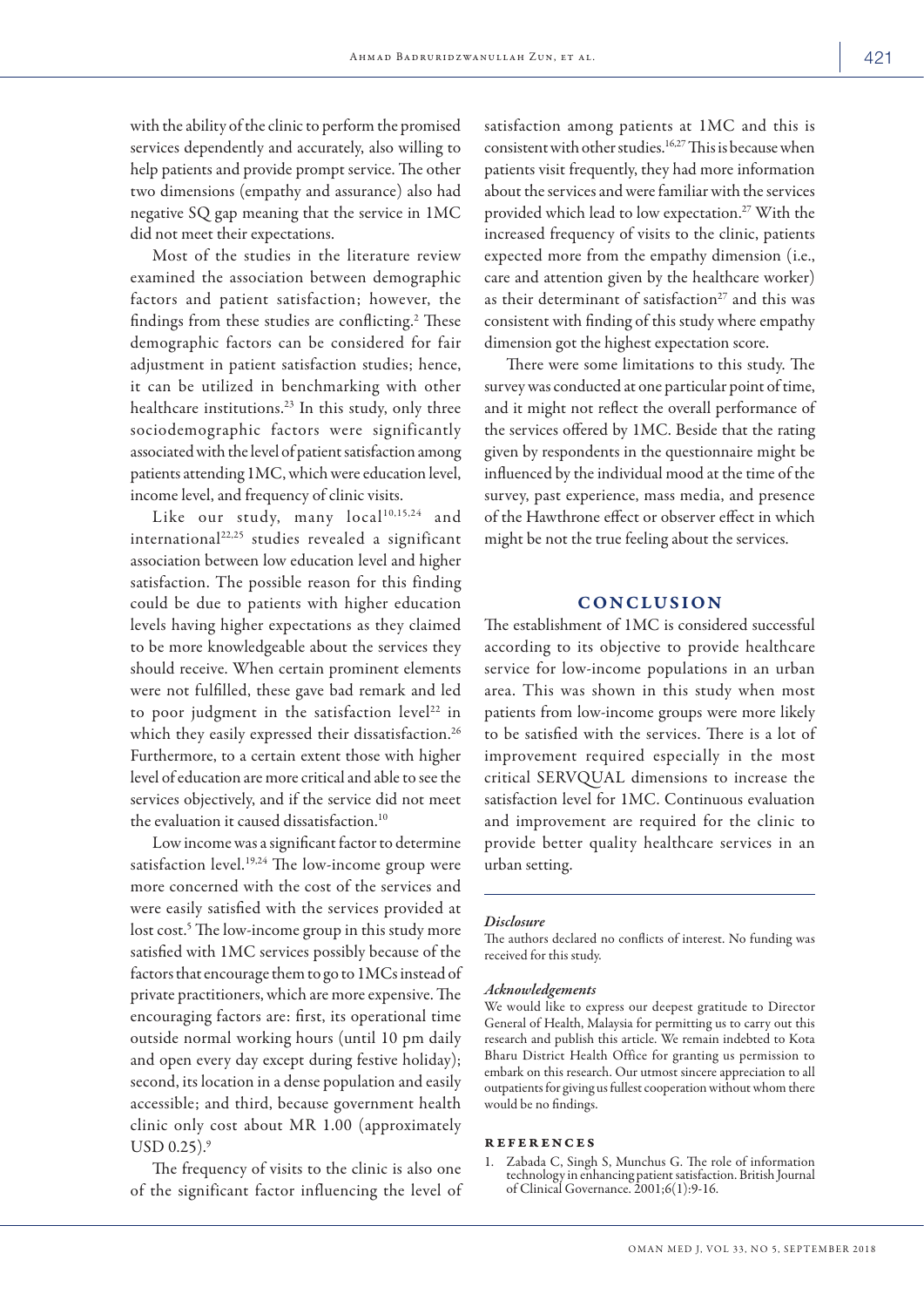with the ability of the clinic to perform the promised services dependently and accurately, also willing to help patients and provide prompt service. The other two dimensions (empathy and assurance) also had negative SQ gap meaning that the service in 1MC did not meet their expectations.

Most of the studies in the literature review examined the association between demographic factors and patient satisfaction; however, the findings from these studies are conflicting.[2] These demographic factors can be considered for fair adjustment in patient satisfaction studies; hence, it can be utilized in benchmarking with other healthcare institutions.[23] In this study, only three sociodemographic factors were significantly associated with the level of patient satisfaction among patients attending 1MC, which were education level, income level, and frequency of clinic visits.

Like our study, many local[10,15,24] and international[22,25] studies revealed a significant association between low education level and higher satisfaction. The possible reason for this finding could be due to patients with higher education levels having higher expectations as they claimed to be more knowledgeable about the services they should receive. When certain prominent elements were not fulfilled, these gave bad remark and led to poor judgment in the satisfaction level[22] in which they easily expressed their dissatisfaction.[26] Furthermore, to a certain extent those with higher level of education are more critical and able to see the services objectively, and if the service did not meet the evaluation it caused dissatisfaction.[10]

Low income was a significant factor to determine satisfaction level.[19,24] The low-income group were more concerned with the cost of the services and were easily satisfied with the services provided at lost cost.[5] The low-income group in this study more satisfied with 1MC services possibly because of the factors that encourage them to go to 1MCs instead of private practitioners, which are more expensive. The encouraging factors are: first, its operational time outside normal working hours (until 10 pm daily and open every day except during festive holiday); second, its location in a dense population and easily accessible; and third, because government health clinic only cost about MR 1.00 (approximately USD 0.25).[9]

The frequency of visits to the clinic is also one of the significant factor influencing the level of satisfaction among patients at 1MC and this is consistent with other studies.[16,27] This is because when patients visit frequently, they had more information about the services and were familiar with the services provided which lead to low expectation.[27] With the increased frequency of visits to the clinic, patients expected more from the empathy dimension (i.e., care and attention given by the healthcare worker) as their determinant of satisfaction[27] and this was consistent with finding of this study where empathy dimension got the highest expectation score.

There were some limitations to this study. The survey was conducted at one particular point of time, and it might not reflect the overall performance of the services offered by 1MC. Beside that the rating given by respondents in the questionnaire might be influenced by the individual mood at the time of the survey, past experience, mass media, and presence of the Hawthrone effect or observer effect in which might be not the true feeling about the services.

## CONCLUSION

The establishment of 1MC is considered successful according to its objective to provide healthcare service for low-income populations in an urban area. This was shown in this study when most patients from low-income groups were more likely to be satisfied with the services. There is a lot of improvement required especially in the most critical SERVQUAL dimensions to increase the satisfaction level for 1MC. Continuous evaluation and improvement are required for the clinic to provide better quality healthcare services in an urban setting.

### *Disclosure*

The authors declared no conflicts of interest. No funding was received for this study.

### *Acknowledgements*

We would like to express our deepest gratitude to Director General of Health, Malaysia for permitting us to carry out this research and publish this article. We remain indebted to Kota Bharu District Health Office for granting us permission to embark on this research. Our utmost sincere appreciation to all outpatients for giving us fullest cooperation without whom there would be no findings.

## REFERENCES

1. Zabada C, Singh S, Munchus G. The role of information technology in enhancing patient satisfaction. British Journal of Clinical Governance. 2001;6(1):9-16.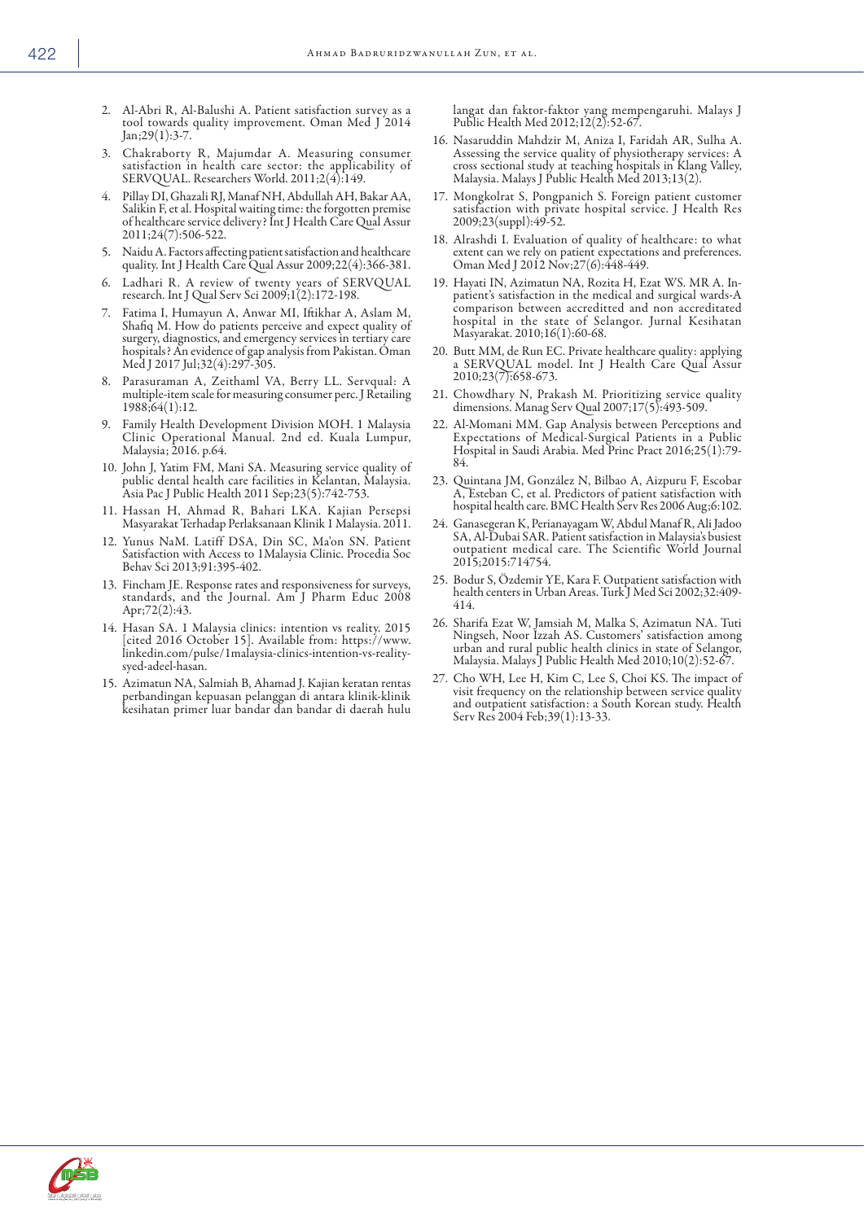2. Al-Abri R, Al-Balushi A. Patient satisfaction survey as a tool towards quality improvement. Oman Med J 2014 Jan;29(1):3-7.
3. Chakraborty R, Majumdar A. Measuring consumer satisfaction in health care sector: the applicability of SERVQUAL. Researchers World. 2011;2(4):149.
4. Pillay DI, Ghazali RJ, Manaf NH, Abdullah AH, Bakar AA, Salikin F, et al. Hospital waiting time: the forgotten premise of healthcare service delivery? Int J Health Care Qual Assur 2011;24(7):506-522.
5. Naidu A. Factors affecting patient satisfaction and healthcare quality. Int J Health Care Qual Assur 2009;22(4):366-381.
6. Ladhari R. A review of twenty years of SERVQUAL research. Int J Qual Serv Sci 2009;1(2):172-198.
7. Fatima I, Humayun A, Anwar MI, Iftikhar A, Aslam M, Shafiq M. How do patients perceive and expect quality of surgery, diagnostics, and emergency services in tertiary care hospitals? An evidence of gap analysis from Pakistan. Oman Med J 2017 Jul;32(4):297-305.
8. Parasuraman A, Zeithaml VA, Berry LL. Servqual: A multiple-item scale for measuring consumer perc. J Retailing 1988;64(1):12.
9. Family Health Development Division MOH. 1 Malaysia Clinic Operational Manual. 2nd ed. Kuala Lumpur, Malaysia; 2016. p.64.
10. John J, Yatim FM, Mani SA. Measuring service quality of public dental health care facilities in Kelantan, Malaysia. Asia Pac J Public Health 2011 Sep;23(5):742-753.
11. Hassan H, Ahmad R, Bahari LKA. Kajian Persepsi Masyarakat Terhadap Perlaksanaan Klinik 1 Malaysia. 2011.
12. Yunus NaM. Latiff DSA, Din SC, Ma'on SN. Patient Satisfaction with Access to 1Malaysia Clinic. Procedia Soc Behav Sci 2013;91:395-402.
13. Fincham JE. Response rates and responsiveness for surveys, standards, and the Journal. Am J Pharm Educ 2008 Apr;72(2):43.
14. Hasan SA. 1 Malaysia clinics: intention vs reality. 2015 [cited 2016 October 15]. Available from: https://www.linkedin.com/pulse/1malaysia-clinics-intention-vs-reality-syed-adeel-hasan.
15. Azimatun NA, Salmiah B, Ahamad J. Kajian keratan rentas perbandingan kepuasan pelanggan di antara klinik-klinik kesihatan primer luar bandar dan bandar di daerah hulu langat dan faktor-faktor yang mempengaruhi. Malays J Public Health Med 2012;12(2):52-67.
16. Nasaruddin Mahdzir M, Aniza I, Faridah AR, Sulha A. Assessing the service quality of physiotherapy services: A cross sectional study at teaching hospitals in Klang Valley, Malaysia. Malays J Public Health Med 2013;13(2).
17. Mongkolrat S, Pongpanich S. Foreign patient customer satisfaction with private hospital service. J Health Res 2009;23(suppl):49-52.
18. Alrashdi I. Evaluation of quality of healthcare: to what extent can we rely on patient expectations and preferences. Oman Med J 2012 Nov;27(6):448-449.
19. Hayati IN, Azimatun NA, Rozita H, Ezat WS. MR A. In-patient's satisfaction in the medical and surgical wards-A comparison between accreditted and non accreditated hospital in the state of Selangor. Jurnal Kesihatan Masyarakat. 2010;16(1):60-68.
20. Butt MM, de Run EC. Private healthcare quality: applying a SERVQUAL model. Int J Health Care Qual Assur 2010;23(7):658-673.
21. Chowdhary N, Prakash M. Prioritizing service quality dimensions. Manag Serv Qual 2007;17(5):493-509.
22. Al-Momani MM. Gap Analysis between Perceptions and Expectations of Medical-Surgical Patients in a Public Hospital in Saudi Arabia. Med Princ Pract 2016;25(1):79-84.
23. Quintana JM, González N, Bilbao A, Aizpuru F, Escobar A, Esteban C, et al. Predictors of patient satisfaction with hospital health care. BMC Health Serv Res 2006 Aug;6:102.
24. Ganasegeran K, Perianayagam W, Abdul Manaf R, Ali Jadoo SA, Al-Dubai SAR. Patient satisfaction in Malaysia's busiest outpatient medical care. The Scientific World Journal 2015;2015:714754.
25. Bodur S, Özdemir YE, Kara F. Outpatient satisfaction with health centers in Urban Areas. Turk J Med Sci 2002;32:409-414.
26. Sharifa Ezat W, Jamsiah M, Malka S, Azimatun NA. Tuti Ningseh, Noor Izzah AS. Customers' satisfaction among urban and rural public health clinics in state of Selangor, Malaysia. Malays J Public Health Med 2010;10(2):52-67.
27. Cho WH, Lee H, Kim C, Lee S, Choi KS. The impact of visit frequency on the relationship between service quality and outpatient satisfaction: a South Korean study. Health Serv Res 2004 Feb;39(1):13-33.